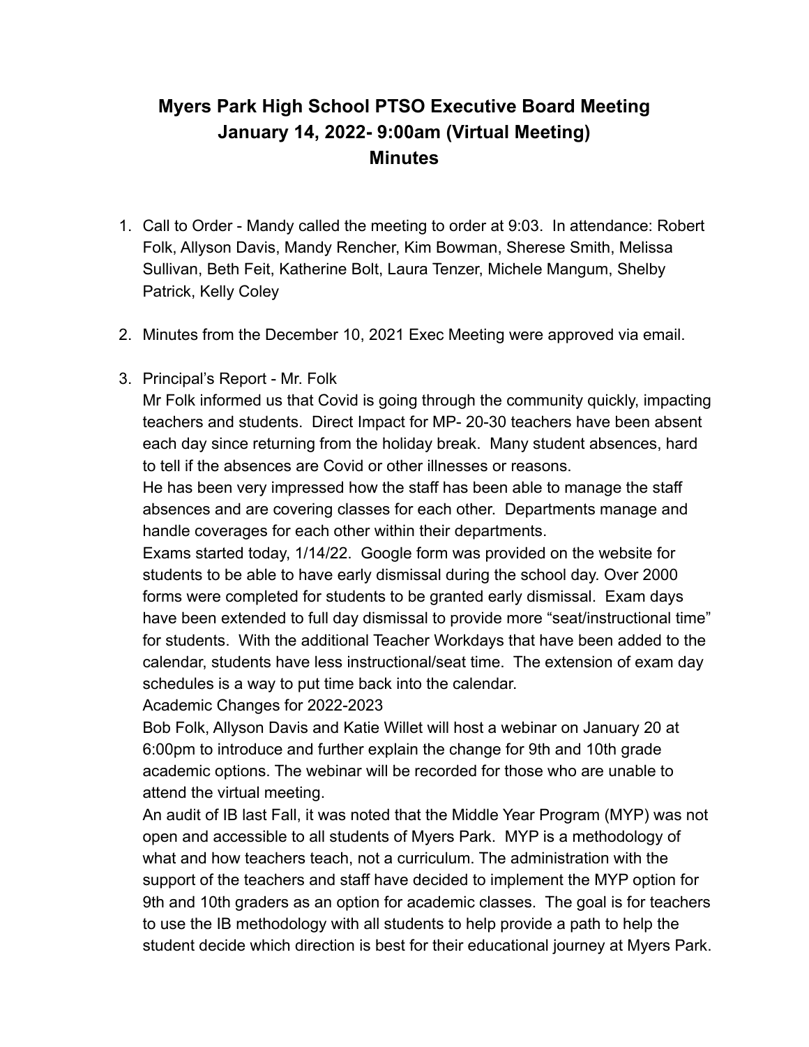# Myers Park High School PTSO Executive Board Meeting
# January 14, 2022- 9:00am (Virtual Meeting)
# Minutes

1. Call to Order - Mandy called the meeting to order at 9:03. In attendance: Robert Folk, Allyson Davis, Mandy Rencher, Kim Bowman, Sherese Smith, Melissa Sullivan, Beth Feit, Katherine Bolt, Laura Tenzer, Michele Mangum, Shelby Patrick, Kelly Coley

2. Minutes from the December 10, 2021 Exec Meeting were approved via email.

3. Principal's Report - Mr. Folk
   Mr Folk informed us that Covid is going through the community quickly, impacting teachers and students. Direct Impact for MP- 20-30 teachers have been absent each day since returning from the holiday break. Many student absences, hard to tell if the absences are Covid or other illnesses or reasons.
   He has been very impressed how the staff has been able to manage the staff absences and are covering classes for each other. Departments manage and handle coverages for each other within their departments.
   Exams started today, 1/14/22. Google form was provided on the website for students to be able to have early dismissal during the school day. Over 2000 forms were completed for students to be granted early dismissal. Exam days have been extended to full day dismissal to provide more "seat/instructional time" for students. With the additional Teacher Workdays that have been added to the calendar, students have less instructional/seat time. The extension of exam day schedules is a way to put time back into the calendar.
   Academic Changes for 2022-2023
   Bob Folk, Allyson Davis and Katie Willet will host a webinar on January 20 at 6:00pm to introduce and further explain the change for 9th and 10th grade academic options. The webinar will be recorded for those who are unable to attend the virtual meeting.
   An audit of IB last Fall, it was noted that the Middle Year Program (MYP) was not open and accessible to all students of Myers Park. MYP is a methodology of what and how teachers teach, not a curriculum. The administration with the support of the teachers and staff have decided to implement the MYP option for 9th and 10th graders as an option for academic classes. The goal is for teachers to use the IB methodology with all students to help provide a path to help the student decide which direction is best for their educational journey at Myers Park.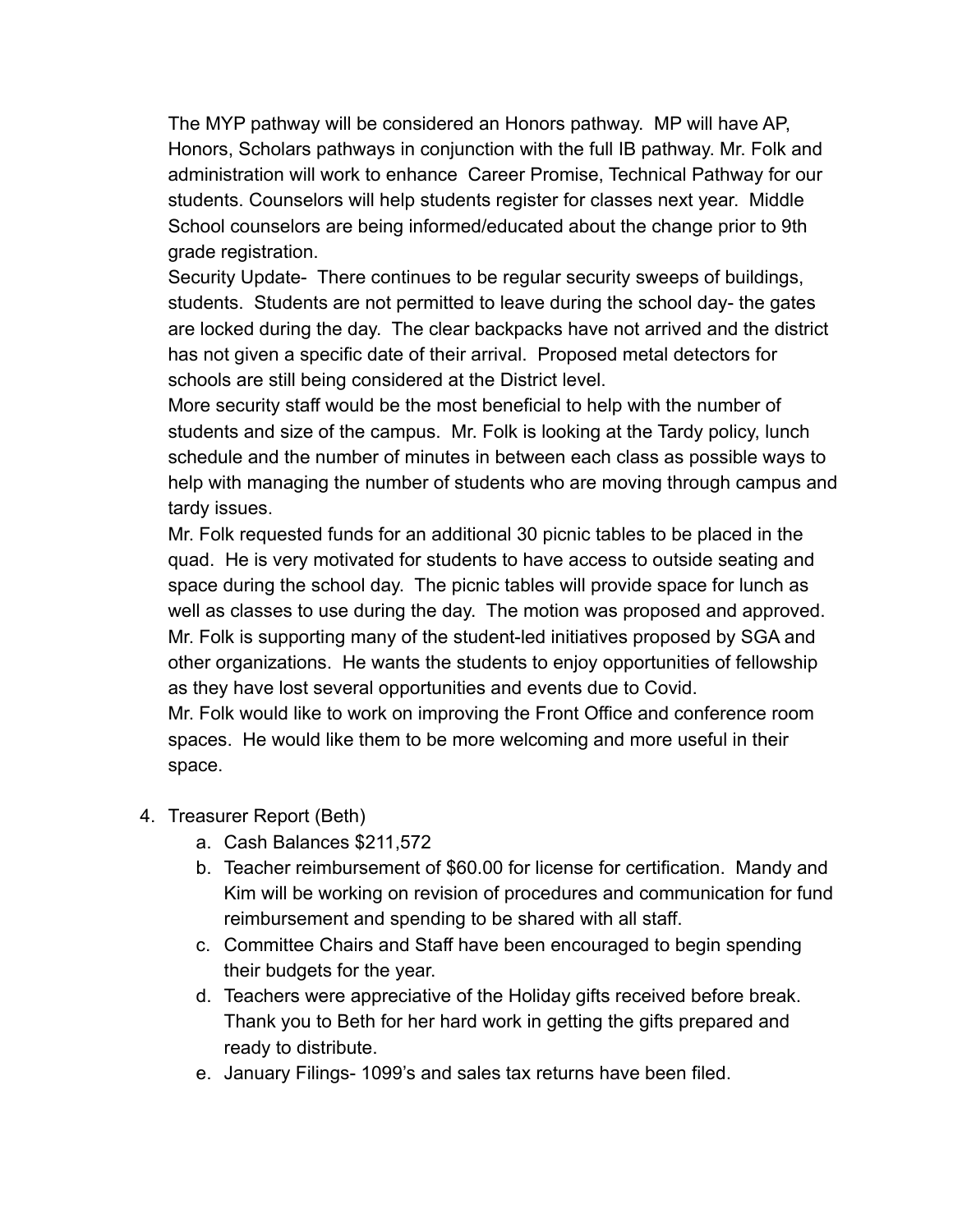The MYP pathway will be considered an Honors pathway.  MP will have AP, Honors, Scholars pathways in conjunction with the full IB pathway. Mr. Folk and administration will work to enhance  Career Promise, Technical Pathway for our students. Counselors will help students register for classes next year.  Middle School counselors are being informed/educated about the change prior to 9th grade registration.

Security Update-  There continues to be regular security sweeps of buildings, students.  Students are not permitted to leave during the school day- the gates are locked during the day.  The clear backpacks have not arrived and the district has not given a specific date of their arrival.  Proposed metal detectors for schools are still being considered at the District level.

More security staff would be the most beneficial to help with the number of students and size of the campus.  Mr. Folk is looking at the Tardy policy, lunch schedule and the number of minutes in between each class as possible ways to help with managing the number of students who are moving through campus and tardy issues.

Mr. Folk requested funds for an additional 30 picnic tables to be placed in the quad.  He is very motivated for students to have access to outside seating and space during the school day.  The picnic tables will provide space for lunch as well as classes to use during the day.  The motion was proposed and approved.

Mr. Folk is supporting many of the student-led initiatives proposed by SGA and other organizations.  He wants the students to enjoy opportunities of fellowship as they have lost several opportunities and events due to Covid.

Mr. Folk would like to work on improving the Front Office and conference room spaces.  He would like them to be more welcoming and more useful in their space.

4. Treasurer Report (Beth)
    a. Cash Balances $211,572
    b. Teacher reimbursement of $60.00 for license for certification.  Mandy and Kim will be working on revision of procedures and communication for fund reimbursement and spending to be shared with all staff.
    c. Committee Chairs and Staff have been encouraged to begin spending their budgets for the year.
    d. Teachers were appreciative of the Holiday gifts received before break. Thank you to Beth for her hard work in getting the gifts prepared and ready to distribute.
    e. January Filings- 1099's and sales tax returns have been filed.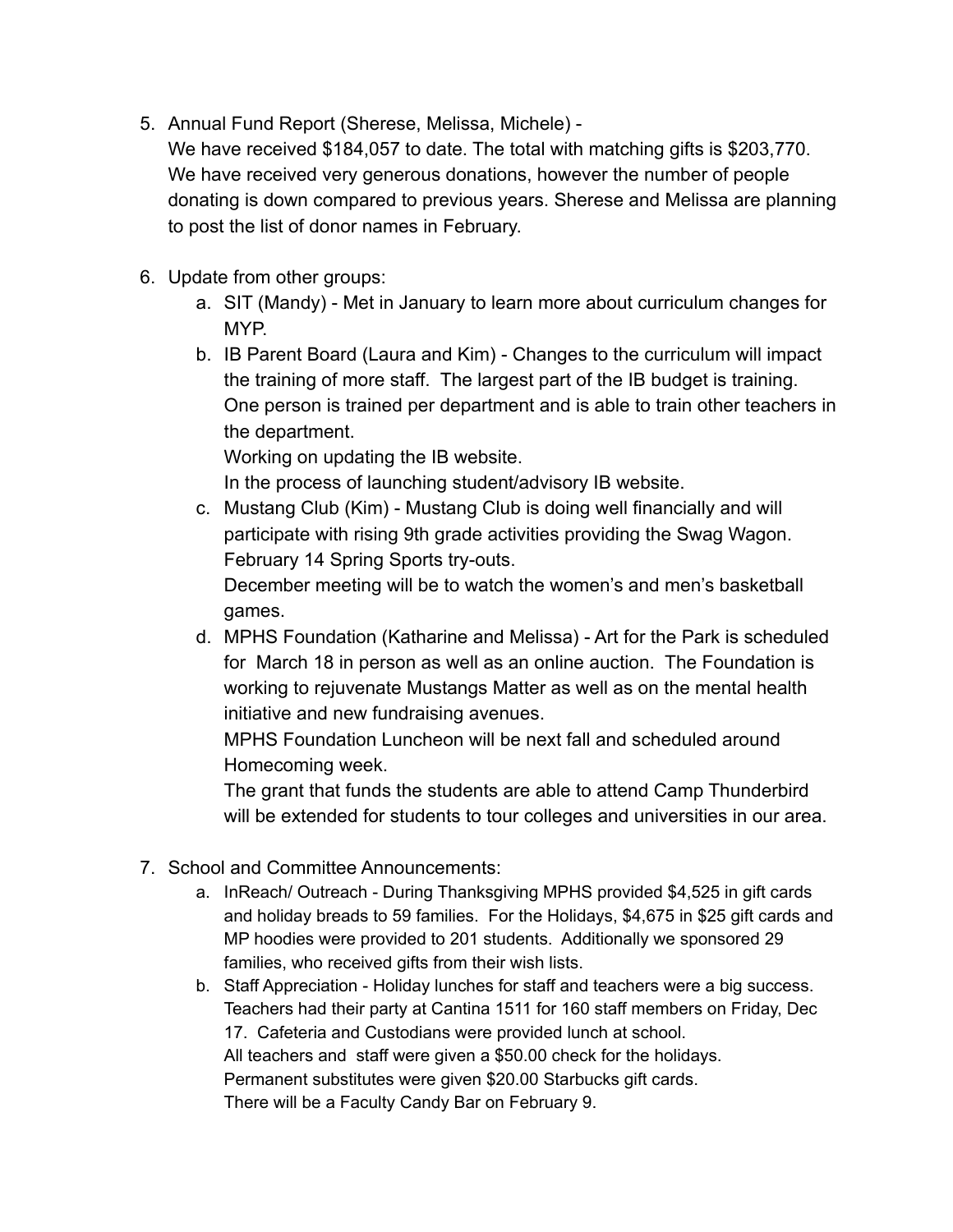5. Annual Fund Report (Sherese, Melissa, Michele) -
   We have received $184,057 to date. The total with matching gifts is $203,770. We have received very generous donations, however the number of people donating is down compared to previous years. Sherese and Melissa are planning to post the list of donor names in February.

6. Update from other groups:
   a. SIT (Mandy) - Met in January to learn more about curriculum changes for MYP.
   b. IB Parent Board (Laura and Kim) - Changes to the curriculum will impact the training of more staff. The largest part of the IB budget is training. One person is trained per department and is able to train other teachers in the department.
      Working on updating the IB website.
      In the process of launching student/advisory IB website.
   c. Mustang Club (Kim) - Mustang Club is doing well financially and will participate with rising 9th grade activities providing the Swag Wagon.
      February 14 Spring Sports try-outs.
      December meeting will be to watch the women's and men's basketball games.
   d. MPHS Foundation (Katharine and Melissa) - Art for the Park is scheduled for March 18 in person as well as an online auction. The Foundation is working to rejuvenate Mustangs Matter as well as on the mental health initiative and new fundraising avenues.
      MPHS Foundation Luncheon will be next fall and scheduled around Homecoming week.
      The grant that funds the students are able to attend Camp Thunderbird will be extended for students to tour colleges and universities in our area.

7. School and Committee Announcements:
   a. InReach/ Outreach - During Thanksgiving MPHS provided $4,525 in gift cards and holiday breads to 59 families. For the Holidays, $4,675 in $25 gift cards and MP hoodies were provided to 201 students. Additionally we sponsored 29 families, who received gifts from their wish lists.
   b. Staff Appreciation - Holiday lunches for staff and teachers were a big success. Teachers had their party at Cantina 1511 for 160 staff members on Friday, Dec 17. Cafeteria and Custodians were provided lunch at school.
      All teachers and staff were given a $50.00 check for the holidays.
      Permanent substitutes were given $20.00 Starbucks gift cards.
      There will be a Faculty Candy Bar on February 9.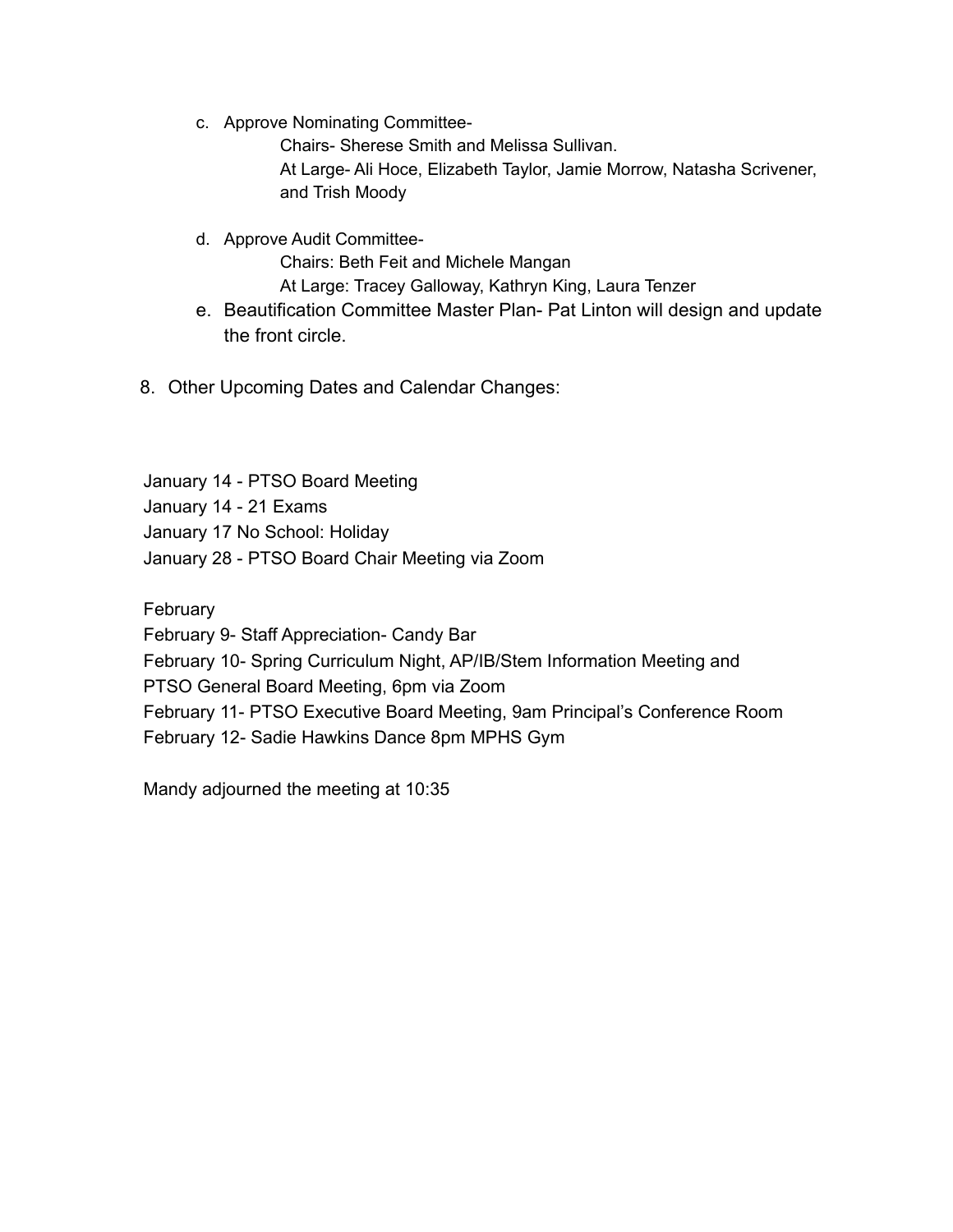c. Approve Nominating Committee-

    Chairs- Sherese Smith and Melissa Sullivan.

    At Large- Ali Hoce, Elizabeth Taylor, Jamie Morrow, Natasha Scrivener, and Trish Moody

d. Approve Audit Committee-

    Chairs: Beth Feit and Michele Mangan

    At Large: Tracey Galloway, Kathryn King, Laura Tenzer

e. Beautification Committee Master Plan- Pat Linton will design and update the front circle.

8. Other Upcoming Dates and Calendar Changes:

January 14 - PTSO Board Meeting
January 14 - 21 Exams
January 17 No School: Holiday
January 28 - PTSO Board Chair Meeting via Zoom

February
February 9- Staff Appreciation- Candy Bar
February 10- Spring Curriculum Night, AP/IB/Stem Information Meeting and PTSO General Board Meeting, 6pm via Zoom
February 11- PTSO Executive Board Meeting, 9am Principal's Conference Room
February 12- Sadie Hawkins Dance 8pm MPHS Gym

Mandy adjourned the meeting at 10:35